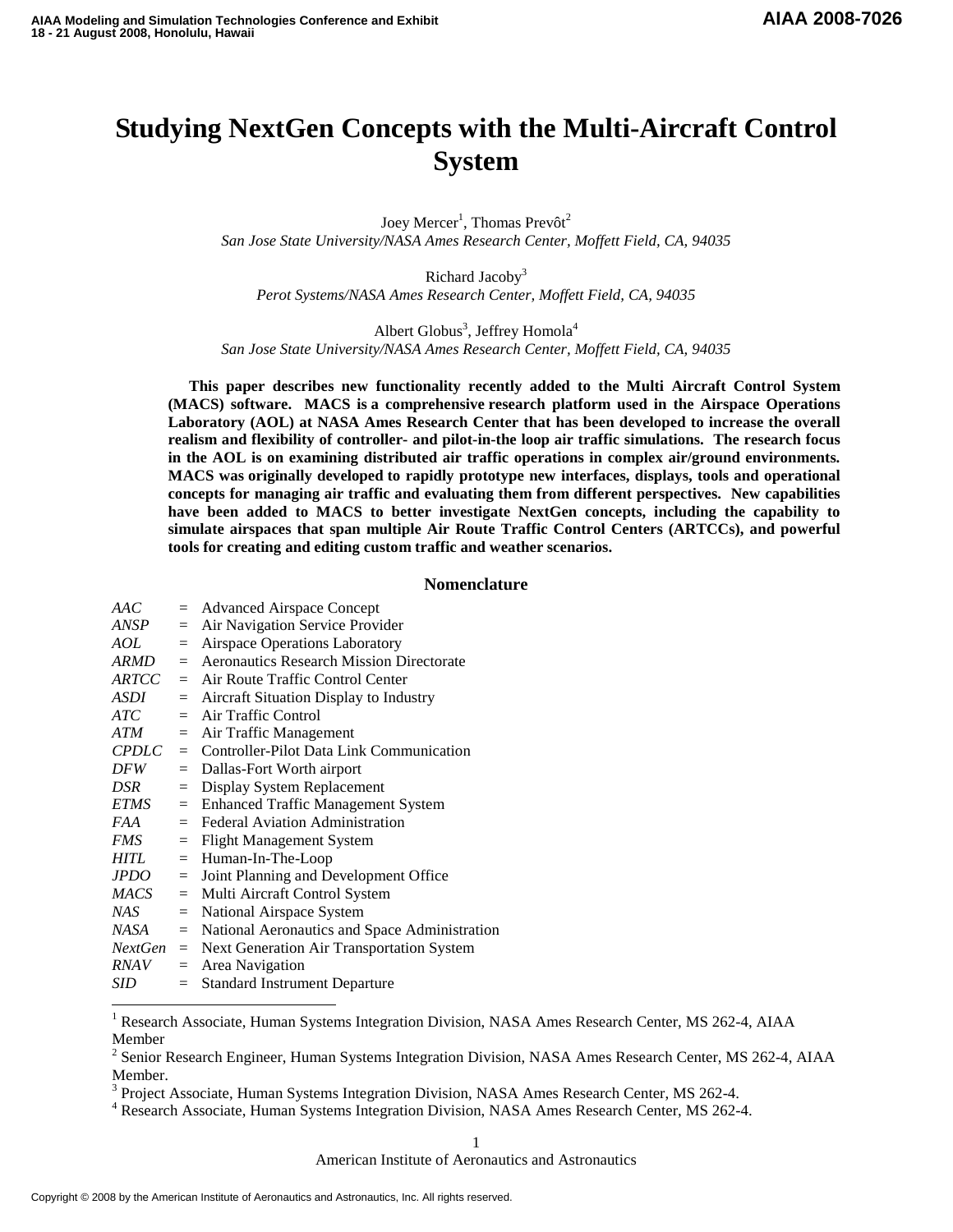# Studying NextGen Concepts with the Multi-Aircraft Control System

Joey Mercer[1], Thomas Prevôt[2]
*San Jose State University/NASA Ames Research Center, Moffett Field, CA, 94035*

Richard Jacoby[3]
*Perot Systems/NASA Ames Research Center, Moffett Field, CA, 94035*

Albert Globus[3], Jeffrey Homola[4]
*San Jose State University/NASA Ames Research Center, Moffett Field, CA, 94035*

**This paper describes new functionality recently added to the Multi Aircraft Control System (MACS) software. MACS is a comprehensive research platform used in the Airspace Operations Laboratory (AOL) at NASA Ames Research Center that has been developed to increase the overall realism and flexibility of controller- and pilot-in-the loop air traffic simulations. The research focus in the AOL is on examining distributed air traffic operations in complex air/ground environments. MACS was originally developed to rapidly prototype new interfaces, displays, tools and operational concepts for managing air traffic and evaluating them from different perspectives. New capabilities have been added to MACS to better investigate NextGen concepts, including the capability to simulate airspaces that span multiple Air Route Traffic Control Centers (ARTCCs), and powerful tools for creating and editing custom traffic and weather scenarios.**

## Nomenclature

| | | |
|---|---|---|
| *AAC* | = | Advanced Airspace Concept |
| *ANSP* | = | Air Navigation Service Provider |
| *AOL* | = | Airspace Operations Laboratory |
| *ARMD* | = | Aeronautics Research Mission Directorate |
| *ARTCC* | = | Air Route Traffic Control Center |
| *ASDI* | = | Aircraft Situation Display to Industry |
| *ATC* | = | Air Traffic Control |
| *ATM* | = | Air Traffic Management |
| *CPDLC* | = | Controller-Pilot Data Link Communication |
| *DFW* | = | Dallas-Fort Worth airport |
| *DSR* | = | Display System Replacement |
| *ETMS* | = | Enhanced Traffic Management System |
| *FAA* | = | Federal Aviation Administration |
| *FMS* | = | Flight Management System |
| *HITL* | = | Human-In-The-Loop |
| *JPDO* | = | Joint Planning and Development Office |
| *MACS* | = | Multi Aircraft Control System |
| *NAS* | = | National Airspace System |
| *NASA* | = | National Aeronautics and Space Administration |
| *NextGen* | = | Next Generation Air Transportation System |
| *RNAV* | = | Area Navigation |
| *SID* | = | Standard Instrument Departure |

---

[1] Research Associate, Human Systems Integration Division, NASA Ames Research Center, MS 262-4, AIAA Member

[2] Senior Research Engineer, Human Systems Integration Division, NASA Ames Research Center, MS 262-4, AIAA Member.

[3] Project Associate, Human Systems Integration Division, NASA Ames Research Center, MS 262-4.

[4] Research Associate, Human Systems Integration Division, NASA Ames Research Center, MS 262-4.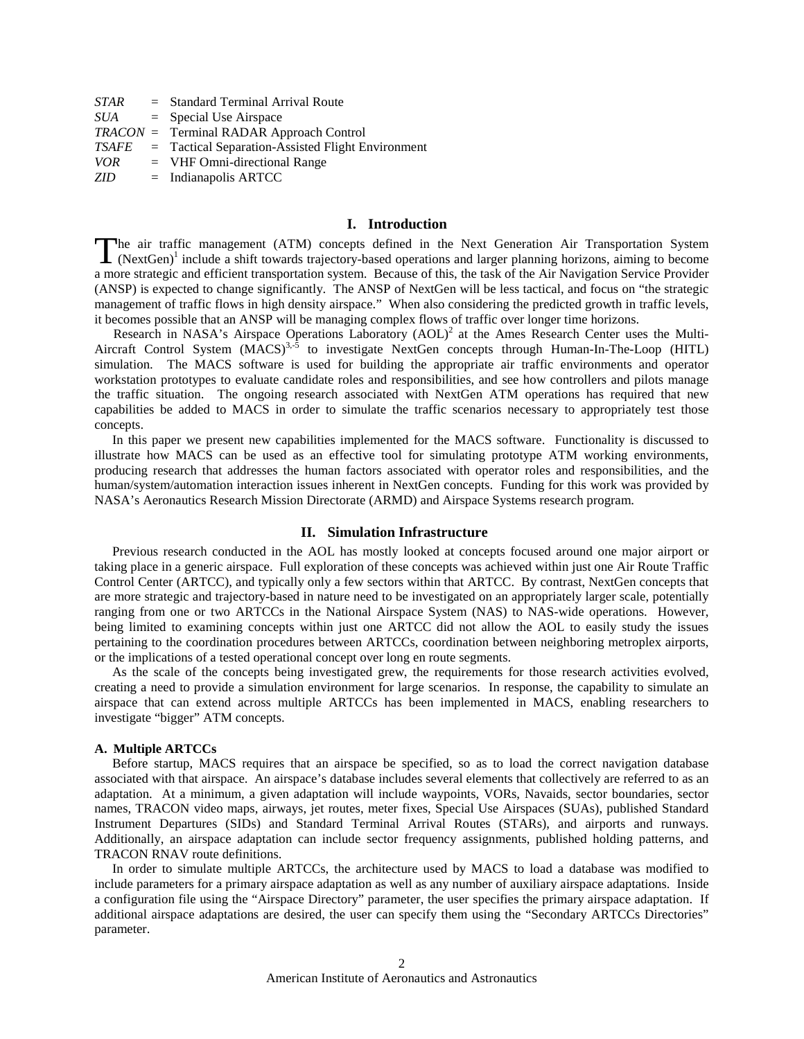*STAR* = Standard Terminal Arrival Route
*SUA* = Special Use Airspace
*TRACON* = Terminal RADAR Approach Control
*TSAFE* = Tactical Separation-Assisted Flight Environment
*VOR* = VHF Omni-directional Range
*ZID* = Indianapolis ARTCC

## I. Introduction

The air traffic management (ATM) concepts defined in the Next Generation Air Transportation System (NextGen)[1] include a shift towards trajectory-based operations and larger planning horizons, aiming to become a more strategic and efficient transportation system. Because of this, the task of the Air Navigation Service Provider (ANSP) is expected to change significantly. The ANSP of NextGen will be less tactical, and focus on "the strategic management of traffic flows in high density airspace." When also considering the predicted growth in traffic levels, it becomes possible that an ANSP will be managing complex flows of traffic over longer time horizons.

Research in NASA's Airspace Operations Laboratory (AOL)[2] at the Ames Research Center uses the Multi-Aircraft Control System (MACS)[3,-5] to investigate NextGen concepts through Human-In-The-Loop (HITL) simulation. The MACS software is used for building the appropriate air traffic environments and operator workstation prototypes to evaluate candidate roles and responsibilities, and see how controllers and pilots manage the traffic situation. The ongoing research associated with NextGen ATM operations has required that new capabilities be added to MACS in order to simulate the traffic scenarios necessary to appropriately test those concepts.

In this paper we present new capabilities implemented for the MACS software. Functionality is discussed to illustrate how MACS can be used as an effective tool for simulating prototype ATM working environments, producing research that addresses the human factors associated with operator roles and responsibilities, and the human/system/automation interaction issues inherent in NextGen concepts. Funding for this work was provided by NASA's Aeronautics Research Mission Directorate (ARMD) and Airspace Systems research program.

## II. Simulation Infrastructure

Previous research conducted in the AOL has mostly looked at concepts focused around one major airport or taking place in a generic airspace. Full exploration of these concepts was achieved within just one Air Route Traffic Control Center (ARTCC), and typically only a few sectors within that ARTCC. By contrast, NextGen concepts that are more strategic and trajectory-based in nature need to be investigated on an appropriately larger scale, potentially ranging from one or two ARTCCs in the National Airspace System (NAS) to NAS-wide operations. However, being limited to examining concepts within just one ARTCC did not allow the AOL to easily study the issues pertaining to the coordination procedures between ARTCCs, coordination between neighboring metroplex airports, or the implications of a tested operational concept over long en route segments.

As the scale of the concepts being investigated grew, the requirements for those research activities evolved, creating a need to provide a simulation environment for large scenarios. In response, the capability to simulate an airspace that can extend across multiple ARTCCs has been implemented in MACS, enabling researchers to investigate "bigger" ATM concepts.

### A. Multiple ARTCCs

Before startup, MACS requires that an airspace be specified, so as to load the correct navigation database associated with that airspace. An airspace's database includes several elements that collectively are referred to as an adaptation. At a minimum, a given adaptation will include waypoints, VORs, Navaids, sector boundaries, sector names, TRACON video maps, airways, jet routes, meter fixes, Special Use Airspaces (SUAs), published Standard Instrument Departures (SIDs) and Standard Terminal Arrival Routes (STARs), and airports and runways. Additionally, an airspace adaptation can include sector frequency assignments, published holding patterns, and TRACON RNAV route definitions.

In order to simulate multiple ARTCCs, the architecture used by MACS to load a database was modified to include parameters for a primary airspace adaptation as well as any number of auxiliary airspace adaptations. Inside a configuration file using the "Airspace Directory" parameter, the user specifies the primary airspace adaptation. If additional airspace adaptations are desired, the user can specify them using the "Secondary ARTCCs Directories" parameter.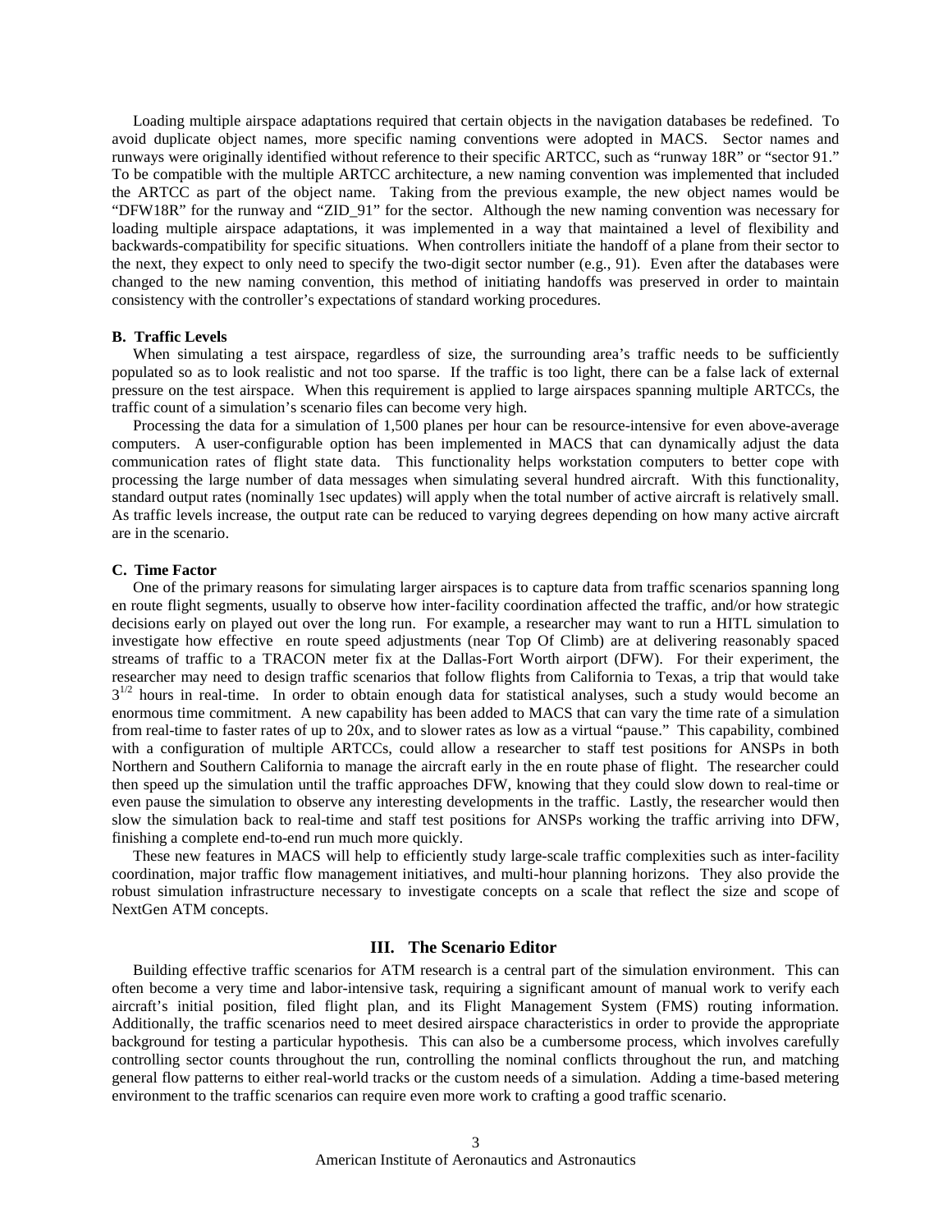Loading multiple airspace adaptations required that certain objects in the navigation databases be redefined. To avoid duplicate object names, more specific naming conventions were adopted in MACS. Sector names and runways were originally identified without reference to their specific ARTCC, such as "runway 18R" or "sector 91." To be compatible with the multiple ARTCC architecture, a new naming convention was implemented that included the ARTCC as part of the object name. Taking from the previous example, the new object names would be "DFW18R" for the runway and "ZID_91" for the sector. Although the new naming convention was necessary for loading multiple airspace adaptations, it was implemented in a way that maintained a level of flexibility and backwards-compatibility for specific situations. When controllers initiate the handoff of a plane from their sector to the next, they expect to only need to specify the two-digit sector number (e.g., 91). Even after the databases were changed to the new naming convention, this method of initiating handoffs was preserved in order to maintain consistency with the controller's expectations of standard working procedures.

### B. Traffic Levels

When simulating a test airspace, regardless of size, the surrounding area's traffic needs to be sufficiently populated so as to look realistic and not too sparse. If the traffic is too light, there can be a false lack of external pressure on the test airspace. When this requirement is applied to large airspaces spanning multiple ARTCCs, the traffic count of a simulation's scenario files can become very high.

Processing the data for a simulation of 1,500 planes per hour can be resource-intensive for even above-average computers. A user-configurable option has been implemented in MACS that can dynamically adjust the data communication rates of flight state data. This functionality helps workstation computers to better cope with processing the large number of data messages when simulating several hundred aircraft. With this functionality, standard output rates (nominally 1sec updates) will apply when the total number of active aircraft is relatively small. As traffic levels increase, the output rate can be reduced to varying degrees depending on how many active aircraft are in the scenario.

### C. Time Factor

One of the primary reasons for simulating larger airspaces is to capture data from traffic scenarios spanning long en route flight segments, usually to observe how inter-facility coordination affected the traffic, and/or how strategic decisions early on played out over the long run. For example, a researcher may want to run a HITL simulation to investigate how effective en route speed adjustments (near Top Of Climb) are at delivering reasonably spaced streams of traffic to a TRACON meter fix at the Dallas-Fort Worth airport (DFW). For their experiment, the researcher may need to design traffic scenarios that follow flights from California to Texas, a trip that would take $3^{1/2}$ hours in real-time. In order to obtain enough data for statistical analyses, such a study would become an enormous time commitment. A new capability has been added to MACS that can vary the time rate of a simulation from real-time to faster rates of up to 20x, and to slower rates as low as a virtual "pause." This capability, combined with a configuration of multiple ARTCCs, could allow a researcher to staff test positions for ANSPs in both Northern and Southern California to manage the aircraft early in the en route phase of flight. The researcher could then speed up the simulation until the traffic approaches DFW, knowing that they could slow down to real-time or even pause the simulation to observe any interesting developments in the traffic. Lastly, the researcher would then slow the simulation back to real-time and staff test positions for ANSPs working the traffic arriving into DFW, finishing a complete end-to-end run much more quickly.

These new features in MACS will help to efficiently study large-scale traffic complexities such as inter-facility coordination, major traffic flow management initiatives, and multi-hour planning horizons. They also provide the robust simulation infrastructure necessary to investigate concepts on a scale that reflect the size and scope of NextGen ATM concepts.

## III. The Scenario Editor

Building effective traffic scenarios for ATM research is a central part of the simulation environment. This can often become a very time and labor-intensive task, requiring a significant amount of manual work to verify each aircraft's initial position, filed flight plan, and its Flight Management System (FMS) routing information. Additionally, the traffic scenarios need to meet desired airspace characteristics in order to provide the appropriate background for testing a particular hypothesis. This can also be a cumbersome process, which involves carefully controlling sector counts throughout the run, controlling the nominal conflicts throughout the run, and matching general flow patterns to either real-world tracks or the custom needs of a simulation. Adding a time-based metering environment to the traffic scenarios can require even more work to crafting a good traffic scenario.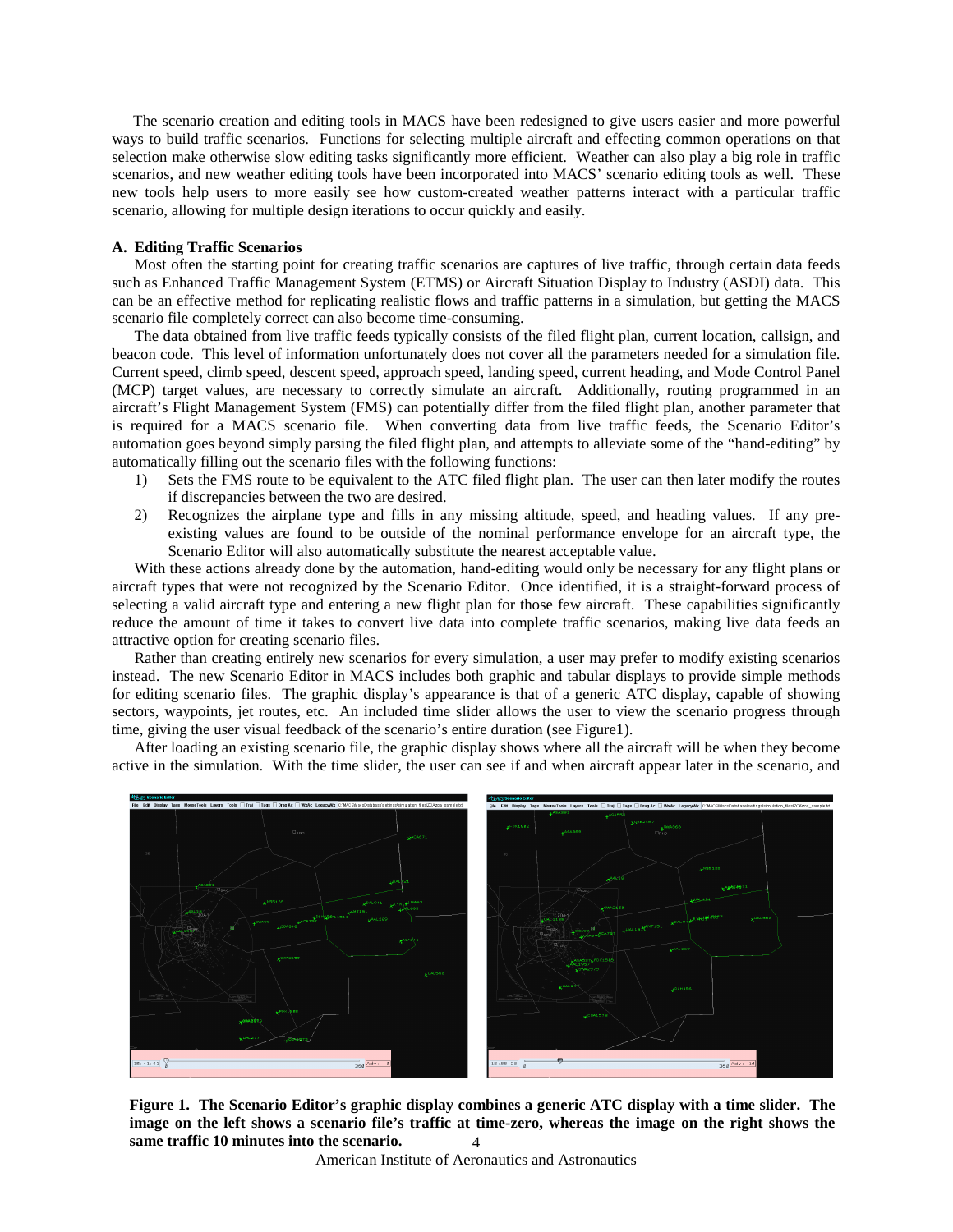The scenario creation and editing tools in MACS have been redesigned to give users easier and more powerful ways to build traffic scenarios. Functions for selecting multiple aircraft and effecting common operations on that selection make otherwise slow editing tasks significantly more efficient. Weather can also play a big role in traffic scenarios, and new weather editing tools have been incorporated into MACS' scenario editing tools as well. These new tools help users to more easily see how custom-created weather patterns interact with a particular traffic scenario, allowing for multiple design iterations to occur quickly and easily.

### A. Editing Traffic Scenarios

Most often the starting point for creating traffic scenarios are captures of live traffic, through certain data feeds such as Enhanced Traffic Management System (ETMS) or Aircraft Situation Display to Industry (ASDI) data. This can be an effective method for replicating realistic flows and traffic patterns in a simulation, but getting the MACS scenario file completely correct can also become time-consuming.

The data obtained from live traffic feeds typically consists of the filed flight plan, current location, callsign, and beacon code. This level of information unfortunately does not cover all the parameters needed for a simulation file. Current speed, climb speed, descent speed, approach speed, landing speed, current heading, and Mode Control Panel (MCP) target values, are necessary to correctly simulate an aircraft. Additionally, routing programmed in an aircraft's Flight Management System (FMS) can potentially differ from the filed flight plan, another parameter that is required for a MACS scenario file. When converting data from live traffic feeds, the Scenario Editor's automation goes beyond simply parsing the filed flight plan, and attempts to alleviate some of the "hand-editing" by automatically filling out the scenario files with the following functions:

1) Sets the FMS route to be equivalent to the ATC filed flight plan. The user can then later modify the routes if discrepancies between the two are desired.
2) Recognizes the airplane type and fills in any missing altitude, speed, and heading values. If any pre-existing values are found to be outside of the nominal performance envelope for an aircraft type, the Scenario Editor will also automatically substitute the nearest acceptable value.

With these actions already done by the automation, hand-editing would only be necessary for any flight plans or aircraft types that were not recognized by the Scenario Editor. Once identified, it is a straight-forward process of selecting a valid aircraft type and entering a new flight plan for those few aircraft. These capabilities significantly reduce the amount of time it takes to convert live data into complete traffic scenarios, making live data feeds an attractive option for creating scenario files.

Rather than creating entirely new scenarios for every simulation, a user may prefer to modify existing scenarios instead. The new Scenario Editor in MACS includes both graphic and tabular displays to provide simple methods for editing scenario files. The graphic display's appearance is that of a generic ATC display, capable of showing sectors, waypoints, jet routes, etc. An included time slider allows the user to view the scenario progress through time, giving the user visual feedback of the scenario's entire duration (see Figure1).

After loading an existing scenario file, the graphic display shows where all the aircraft will be when they become active in the simulation. With the time slider, the user can see if and when aircraft appear later in the scenario, and

**Figure 1. The Scenario Editor's graphic display combines a generic ATC display with a time slider. The image on the left shows a scenario file's traffic at time-zero, whereas the image on the right shows the same traffic 10 minutes into the scenario.**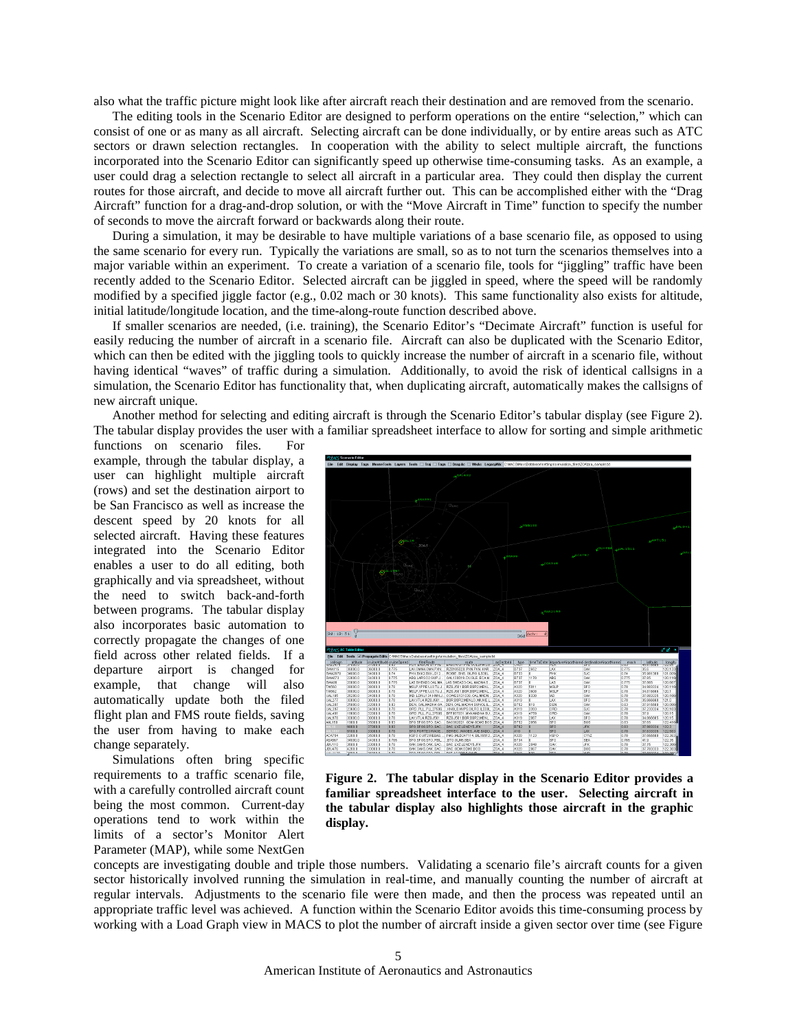also what the traffic picture might look like after aircraft reach their destination and are removed from the scenario.

The editing tools in the Scenario Editor are designed to perform operations on the entire "selection," which can consist of one or as many as all aircraft. Selecting aircraft can be done individually, or by entire areas such as ATC sectors or drawn selection rectangles. In cooperation with the ability to select multiple aircraft, the functions incorporated into the Scenario Editor can significantly speed up otherwise time-consuming tasks. As an example, a user could drag a selection rectangle to select all aircraft in a particular area. They could then display the current routes for those aircraft, and decide to move all aircraft further out. This can be accomplished either with the "Drag Aircraft" function for a drag-and-drop solution, or with the "Move Aircraft in Time" function to specify the number of seconds to move the aircraft forward or backwards along their route.

During a simulation, it may be desirable to have multiple variations of a base scenario file, as opposed to using the same scenario for every run. Typically the variations are small, so as to not turn the scenarios themselves into a major variable within an experiment. To create a variation of a scenario file, tools for "jiggling" traffic have been recently added to the Scenario Editor. Selected aircraft can be jiggled in speed, where the speed will be randomly modified by a specified jiggle factor (e.g., 0.02 mach or 30 knots). This same functionality also exists for altitude, initial latitude/longitude location, and the time-along-route function described above.

If smaller scenarios are needed, (i.e. training), the Scenario Editor's "Decimate Aircraft" function is useful for easily reducing the number of aircraft in a scenario file. Aircraft can also be duplicated with the Scenario Editor, which can then be edited with the jiggling tools to quickly increase the number of aircraft in a scenario file, without having identical "waves" of traffic during a simulation. Additionally, to avoid the risk of identical callsigns in a simulation, the Scenario Editor has functionality that, when duplicating aircraft, automatically makes the callsigns of new aircraft unique.

Another method for selecting and editing aircraft is through the Scenario Editor's tabular display (see Figure 2). The tabular display provides the user with a familiar spreadsheet interface to allow for sorting and simple arithmetic functions on scenario files. For example, through the tabular display, a user can highlight multiple aircraft (rows) and set the destination airport to be San Francisco as well as increase the descent speed by 20 knots for all selected aircraft. Having these features integrated into the Scenario Editor enables a user to do all editing, both graphically and via spreadsheet, without the need to switch back-and-forth between programs. The tabular display also incorporates basic automation to correctly propagate the changes of one field across other related fields. If a departure airport is changed for example, that change will also automatically update both the filed flight plan and FMS route fields, saving the user from having to make each change separately.

**Figure 2. The tabular display in the Scenario Editor provides a familiar spreadsheet interface to the user. Selecting aircraft in the tabular display also highlights those aircraft in the graphic display.**

Simulations often bring specific requirements to a traffic scenario file, with a carefully controlled aircraft count being the most common. Current-day operations tend to work within the limits of a sector's Monitor Alert Parameter (MAP), while some NextGen concepts are investigating double and triple those numbers. Validating a scenario file's aircraft counts for a given sector historically involved running the simulation in real-time, and manually counting the number of aircraft at regular intervals. Adjustments to the scenario file were then made, and then the process was repeated until an appropriate traffic level was achieved. A function within the Scenario Editor avoids this time-consuming process by working with a Load Graph view in MACS to plot the number of aircraft inside a given sector over time (see Figure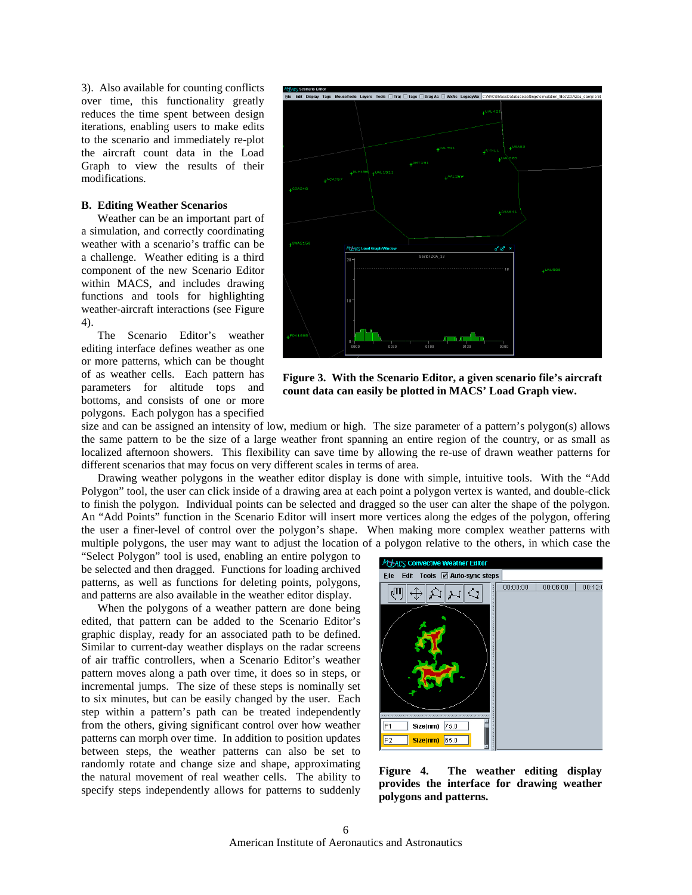3). Also available for counting conflicts over time, this functionality greatly reduces the time spent between design iterations, enabling users to make edits to the scenario and immediately re-plot the aircraft count data in the Load Graph to view the results of their modifications.

### B. Editing Weather Scenarios

Weather can be an important part of a simulation, and correctly coordinating weather with a scenario's traffic can be a challenge. Weather editing is a third component of the new Scenario Editor within MACS, and includes drawing functions and tools for highlighting weather-aircraft interactions (see Figure 4).

The Scenario Editor's weather editing interface defines weather as one or more patterns, which can be thought of as weather cells. Each pattern has parameters for altitude tops and bottoms, and consists of one or more polygons. Each polygon has a specified size and can be assigned an intensity of low, medium or high. The size parameter of a pattern's polygon(s) allows the same pattern to be the size of a large weather front spanning an entire region of the country, or as small as localized afternoon showers. This flexibility can save time by allowing the re-use of drawn weather patterns for different scenarios that may focus on very different scales in terms of area.

**Figure 3. With the Scenario Editor, a given scenario file's aircraft count data can easily be plotted in MACS' Load Graph view.**

Drawing weather polygons in the weather editor display is done with simple, intuitive tools. With the "Add Polygon" tool, the user can click inside of a drawing area at each point a polygon vertex is wanted, and double-click to finish the polygon. Individual points can be selected and dragged so the user can alter the shape of the polygon. An "Add Points" function in the Scenario Editor will insert more vertices along the edges of the polygon, offering the user a finer-level of control over the polygon's shape. When making more complex weather patterns with multiple polygons, the user may want to adjust the location of a polygon relative to the others, in which case the "Select Polygon" tool is used, enabling an entire polygon to be selected and then dragged. Functions for loading archived patterns, as well as functions for deleting points, polygons, and patterns are also available in the weather editor display.

When the polygons of a weather pattern are done being edited, that pattern can be added to the Scenario Editor's graphic display, ready for an associated path to be defined. Similar to current-day weather displays on the radar screens of air traffic controllers, when a Scenario Editor's weather pattern moves along a path over time, it does so in steps, or incremental jumps. The size of these steps is nominally set to six minutes, but can be easily changed by the user. Each step within a pattern's path can be treated independently from the others, giving significant control over how weather patterns can morph over time. In addition to position updates between steps, the weather patterns can also be set to randomly rotate and change size and shape, approximating the natural movement of real weather cells. The ability to specify steps independently allows for patterns to suddenly

**Figure 4. The weather editing display provides the interface for drawing weather polygons and patterns.**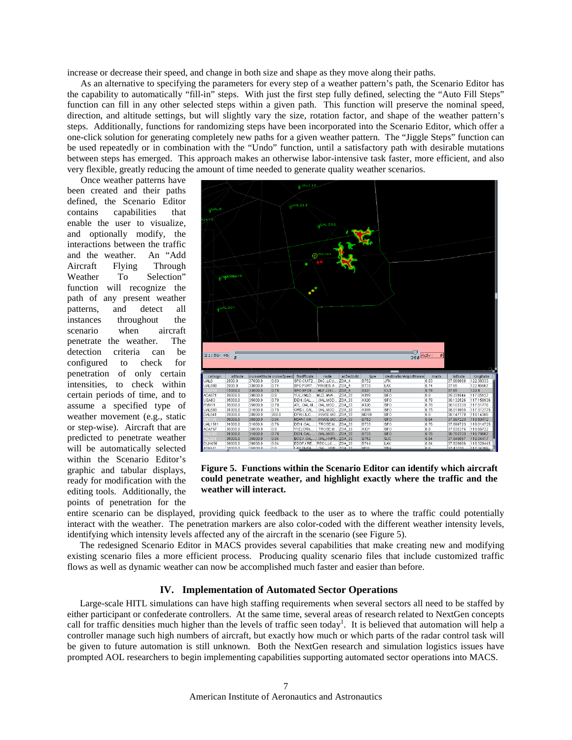increase or decrease their speed, and change in both size and shape as they move along their paths.

As an alternative to specifying the parameters for every step of a weather pattern's path, the Scenario Editor has the capability to automatically "fill-in" steps. With just the first step fully defined, selecting the "Auto Fill Steps" function can fill in any other selected steps within a given path. This function will preserve the nominal speed, direction, and altitude settings, but will slightly vary the size, rotation factor, and shape of the weather pattern's steps. Additionally, functions for randomizing steps have been incorporated into the Scenario Editor, which offer a one-click solution for generating completely new paths for a given weather pattern. The "Jiggle Steps" function can be used repeatedly or in combination with the "Undo" function, until a satisfactory path with desirable mutations between steps has emerged. This approach makes an otherwise labor-intensive task faster, more efficient, and also very flexible, greatly reducing the amount of time needed to generate quality weather scenarios.

Once weather patterns have been created and their paths defined, the Scenario Editor contains capabilities that enable the user to visualize, and optionally modify, the interactions between the traffic and the weather. An "Add Aircraft Flying Through Weather To Selection" function will recognize the path of any present weather patterns, and detect all instances throughout the scenario when aircraft penetrate the weather. The detection criteria can be configured to check for penetration of only certain intensities, to check within certain periods of time, and to assume a specified type of weather movement (e.g., static or step-wise). Aircraft that are predicted to penetrate weather will be automatically selected within the Scenario Editor's graphic and tabular displays, ready for modification with the editing tools. Additionally, the points of penetration for the entire scenario can be displayed, providing quick feedback to the user as to where the traffic could potentially interact with the weather. The penetration markers are also color-coded with the different weather intensity levels, identifying which intensity levels affected any of the aircraft in the scenario (see Figure 5).

**Figure 5. Functions within the Scenario Editor can identify which aircraft could penetrate weather, and highlight exactly where the traffic and the weather will interact.**

The redesigned Scenario Editor in MACS provides several capabilities that make creating new and modifying existing scenario files a more efficient process. Producing quality scenario files that include customized traffic flows as well as dynamic weather can now be accomplished much faster and easier than before.

## IV. Implementation of Automated Sector Operations

Large-scale HITL simulations can have high staffing requirements when several sectors all need to be staffed by either participant or confederate controllers. At the same time, several areas of research related to NextGen concepts call for traffic densities much higher than the levels of traffic seen today[1]. It is believed that automation will help a controller manage such high numbers of aircraft, but exactly how much or which parts of the radar control task will be given to future automation is still unknown. Both the NextGen research and simulation logistics issues have prompted AOL researchers to begin implementing capabilities supporting automated sector operations into MACS.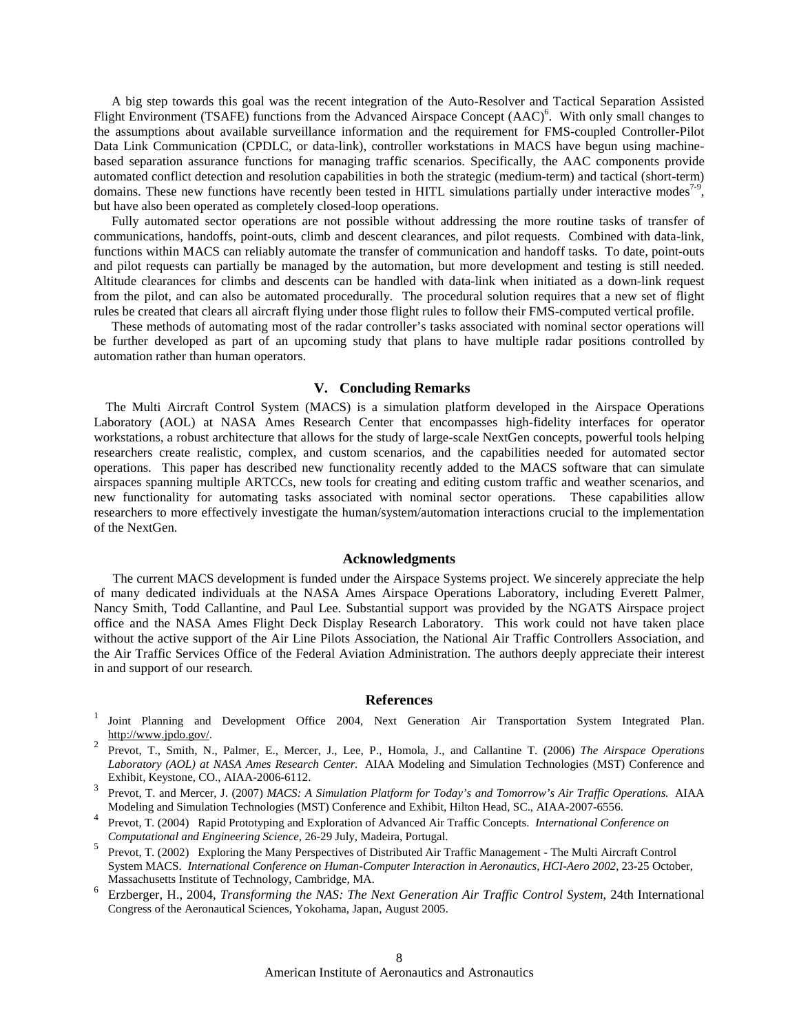A big step towards this goal was the recent integration of the Auto-Resolver and Tactical Separation Assisted Flight Environment (TSAFE) functions from the Advanced Airspace Concept (AAC)[6]. With only small changes to the assumptions about available surveillance information and the requirement for FMS-coupled Controller-Pilot Data Link Communication (CPDLC, or data-link), controller workstations in MACS have begun using machine-based separation assurance functions for managing traffic scenarios. Specifically, the AAC components provide automated conflict detection and resolution capabilities in both the strategic (medium-term) and tactical (short-term) domains. These new functions have recently been tested in HITL simulations partially under interactive modes[7-9], but have also been operated as completely closed-loop operations.

Fully automated sector operations are not possible without addressing the more routine tasks of transfer of communications, handoffs, point-outs, climb and descent clearances, and pilot requests. Combined with data-link, functions within MACS can reliably automate the transfer of communication and handoff tasks. To date, point-outs and pilot requests can partially be managed by the automation, but more development and testing is still needed. Altitude clearances for climbs and descents can be handled with data-link when initiated as a down-link request from the pilot, and can also be automated procedurally. The procedural solution requires that a new set of flight rules be created that clears all aircraft flying under those flight rules to follow their FMS-computed vertical profile.

These methods of automating most of the radar controller's tasks associated with nominal sector operations will be further developed as part of an upcoming study that plans to have multiple radar positions controlled by automation rather than human operators.

## V. Concluding Remarks

The Multi Aircraft Control System (MACS) is a simulation platform developed in the Airspace Operations Laboratory (AOL) at NASA Ames Research Center that encompasses high-fidelity interfaces for operator workstations, a robust architecture that allows for the study of large-scale NextGen concepts, powerful tools helping researchers create realistic, complex, and custom scenarios, and the capabilities needed for automated sector operations. This paper has described new functionality recently added to the MACS software that can simulate airspaces spanning multiple ARTCCs, new tools for creating and editing custom traffic and weather scenarios, and new functionality for automating tasks associated with nominal sector operations. These capabilities allow researchers to more effectively investigate the human/system/automation interactions crucial to the implementation of the NextGen.

## Acknowledgments

The current MACS development is funded under the Airspace Systems project. We sincerely appreciate the help of many dedicated individuals at the NASA Ames Airspace Operations Laboratory, including Everett Palmer, Nancy Smith, Todd Callantine, and Paul Lee. Substantial support was provided by the NGATS Airspace project office and the NASA Ames Flight Deck Display Research Laboratory. This work could not have taken place without the active support of the Air Line Pilots Association, the National Air Traffic Controllers Association, and the Air Traffic Services Office of the Federal Aviation Administration. The authors deeply appreciate their interest in and support of our research.

## References

1. Joint Planning and Development Office 2004, Next Generation Air Transportation System Integrated Plan. http://www.jpdo.gov/.
2. Prevot, T., Smith, N., Palmer, E., Mercer, J., Lee, P., Homola, J., and Callantine T. (2006) *The Airspace Operations Laboratory (AOL) at NASA Ames Research Center.* AIAA Modeling and Simulation Technologies (MST) Conference and Exhibit, Keystone, CO., AIAA-2006-6112.
3. Prevot, T. and Mercer, J. (2007) *MACS: A Simulation Platform for Today's and Tomorrow's Air Traffic Operations.* AIAA Modeling and Simulation Technologies (MST) Conference and Exhibit, Hilton Head, SC., AIAA-2007-6556.
4. Prevot, T. (2004) Rapid Prototyping and Exploration of Advanced Air Traffic Concepts. *International Conference on Computational and Engineering Science*, 26-29 July, Madeira, Portugal.
5. Prevot, T. (2002) Exploring the Many Perspectives of Distributed Air Traffic Management - The Multi Aircraft Control System MACS. *International Conference on Human-Computer Interaction in Aeronautics, HCI-Aero 2002*, 23-25 October, Massachusetts Institute of Technology, Cambridge, MA.
6. Erzberger, H., 2004, *Transforming the NAS: The Next Generation Air Traffic Control System*, 24th International Congress of the Aeronautical Sciences, Yokohama, Japan, August 2005.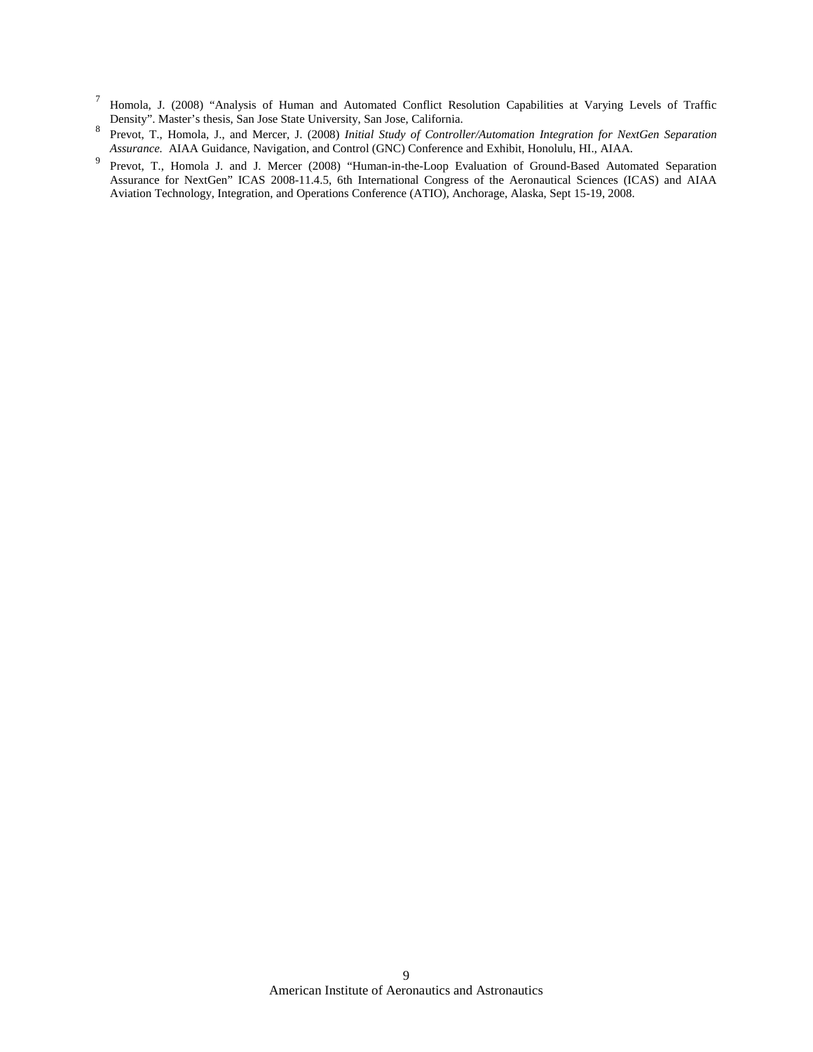[7] Homola, J. (2008) "Analysis of Human and Automated Conflict Resolution Capabilities at Varying Levels of Traffic Density". Master's thesis, San Jose State University, San Jose, California.

[8] Prevot, T., Homola, J., and Mercer, J. (2008) *Initial Study of Controller/Automation Integration for NextGen Separation Assurance.* AIAA Guidance, Navigation, and Control (GNC) Conference and Exhibit, Honolulu, HI., AIAA.

[9] Prevot, T., Homola J. and J. Mercer (2008) "Human-in-the-Loop Evaluation of Ground-Based Automated Separation Assurance for NextGen" ICAS 2008-11.4.5, 6th International Congress of the Aeronautical Sciences (ICAS) and AIAA Aviation Technology, Integration, and Operations Conference (ATIO), Anchorage, Alaska, Sept 15-19, 2008.